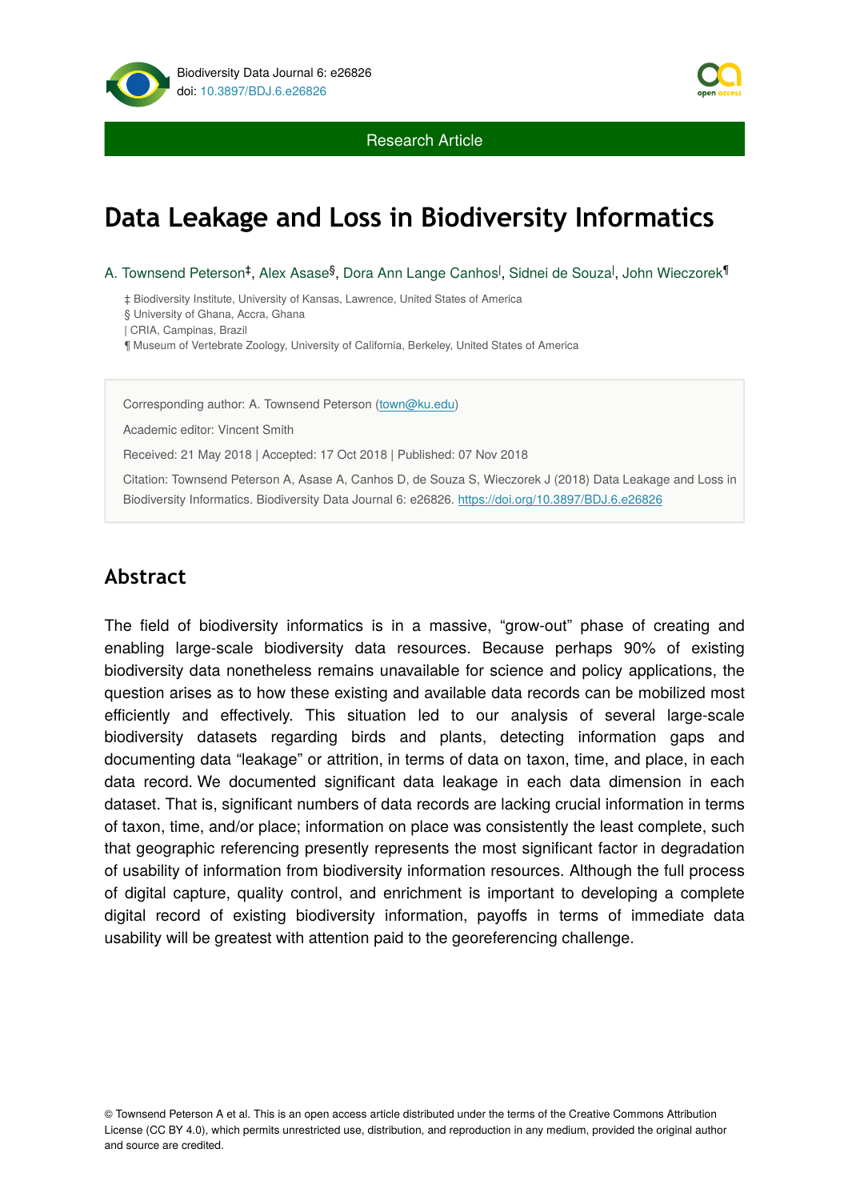Research Article

# Data Leakage and Loss in Biodiversity Informatics

A. Townsend Peterson[‡], Alex Asase[§], Dora Ann Lange Canhos[|], Sidnei de Souza[|], John Wieczorek[¶]

‡ Biodiversity Institute, University of Kansas, Lawrence, United States of America
§ University of Ghana, Accra, Ghana
| CRIA, Campinas, Brazil
¶ Museum of Vertebrate Zoology, University of California, Berkeley, United States of America

Corresponding author: A. Townsend Peterson (town@ku.edu)

Academic editor: Vincent Smith

Received: 21 May 2018 | Accepted: 17 Oct 2018 | Published: 07 Nov 2018

Citation: Townsend Peterson A, Asase A, Canhos D, de Souza S, Wieczorek J (2018) Data Leakage and Loss in Biodiversity Informatics. Biodiversity Data Journal 6: e26826. https://doi.org/10.3897/BDJ.6.e26826

## Abstract

The field of biodiversity informatics is in a massive, "grow-out" phase of creating and enabling large-scale biodiversity data resources. Because perhaps 90% of existing biodiversity data nonetheless remains unavailable for science and policy applications, the question arises as to how these existing and available data records can be mobilized most efficiently and effectively. This situation led to our analysis of several large-scale biodiversity datasets regarding birds and plants, detecting information gaps and documenting data "leakage" or attrition, in terms of data on taxon, time, and place, in each data record. We documented significant data leakage in each data dimension in each dataset. That is, significant numbers of data records are lacking crucial information in terms of taxon, time, and/or place; information on place was consistently the least complete, such that geographic referencing presently represents the most significant factor in degradation of usability of information from biodiversity information resources. Although the full process of digital capture, quality control, and enrichment is important to developing a complete digital record of existing biodiversity information, payoffs in terms of immediate data usability will be greatest with attention paid to the georeferencing challenge.

© Townsend Peterson A et al. This is an open access article distributed under the terms of the Creative Commons Attribution License (CC BY 4.0), which permits unrestricted use, distribution, and reproduction in any medium, provided the original author and source are credited.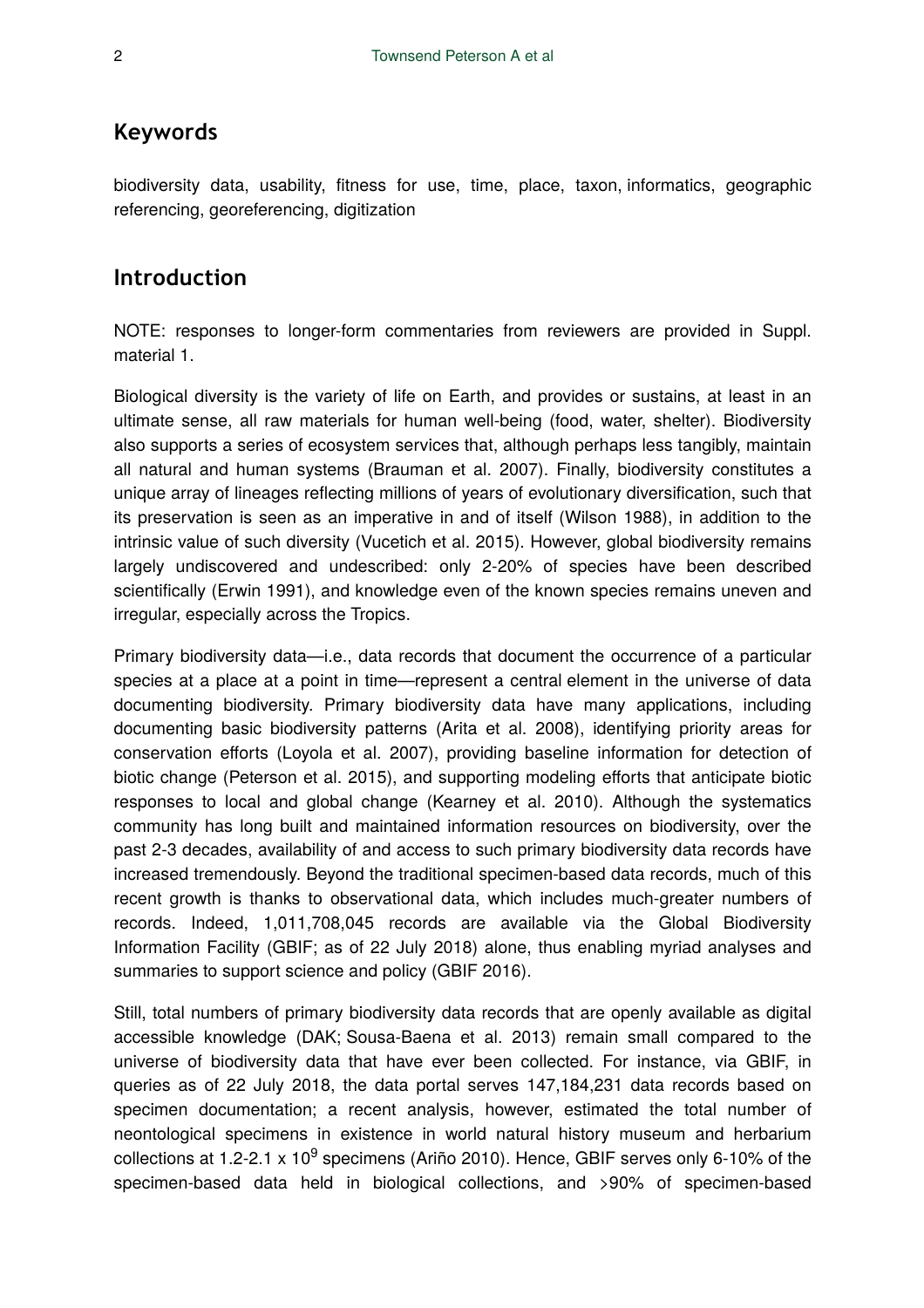## Keywords

biodiversity data, usability, fitness for use, time, place, taxon, informatics, geographic referencing, georeferencing, digitization

## Introduction

NOTE: responses to longer-form commentaries from reviewers are provided in Suppl. material 1.

Biological diversity is the variety of life on Earth, and provides or sustains, at least in an ultimate sense, all raw materials for human well-being (food, water, shelter). Biodiversity also supports a series of ecosystem services that, although perhaps less tangibly, maintain all natural and human systems (Brauman et al. 2007). Finally, biodiversity constitutes a unique array of lineages reflecting millions of years of evolutionary diversification, such that its preservation is seen as an imperative in and of itself (Wilson 1988), in addition to the intrinsic value of such diversity (Vucetich et al. 2015). However, global biodiversity remains largely undiscovered and undescribed: only 2-20% of species have been described scientifically (Erwin 1991), and knowledge even of the known species remains uneven and irregular, especially across the Tropics.

Primary biodiversity data—i.e., data records that document the occurrence of a particular species at a place at a point in time—represent a central element in the universe of data documenting biodiversity. Primary biodiversity data have many applications, including documenting basic biodiversity patterns (Arita et al. 2008), identifying priority areas for conservation efforts (Loyola et al. 2007), providing baseline information for detection of biotic change (Peterson et al. 2015), and supporting modeling efforts that anticipate biotic responses to local and global change (Kearney et al. 2010). Although the systematics community has long built and maintained information resources on biodiversity, over the past 2-3 decades, availability of and access to such primary biodiversity data records have increased tremendously. Beyond the traditional specimen-based data records, much of this recent growth is thanks to observational data, which includes much-greater numbers of records. Indeed, 1,011,708,045 records are available via the Global Biodiversity Information Facility (GBIF; as of 22 July 2018) alone, thus enabling myriad analyses and summaries to support science and policy (GBIF 2016).

Still, total numbers of primary biodiversity data records that are openly available as digital accessible knowledge (DAK; Sousa-Baena et al. 2013) remain small compared to the universe of biodiversity data that have ever been collected. For instance, via GBIF, in queries as of 22 July 2018, the data portal serves 147,184,231 data records based on specimen documentation; a recent analysis, however, estimated the total number of neontological specimens in existence in world natural history museum and herbarium collections at 1.2-2.1 x $10^9$ specimens (Ariño 2010). Hence, GBIF serves only 6-10% of the specimen-based data held in biological collections, and >90% of specimen-based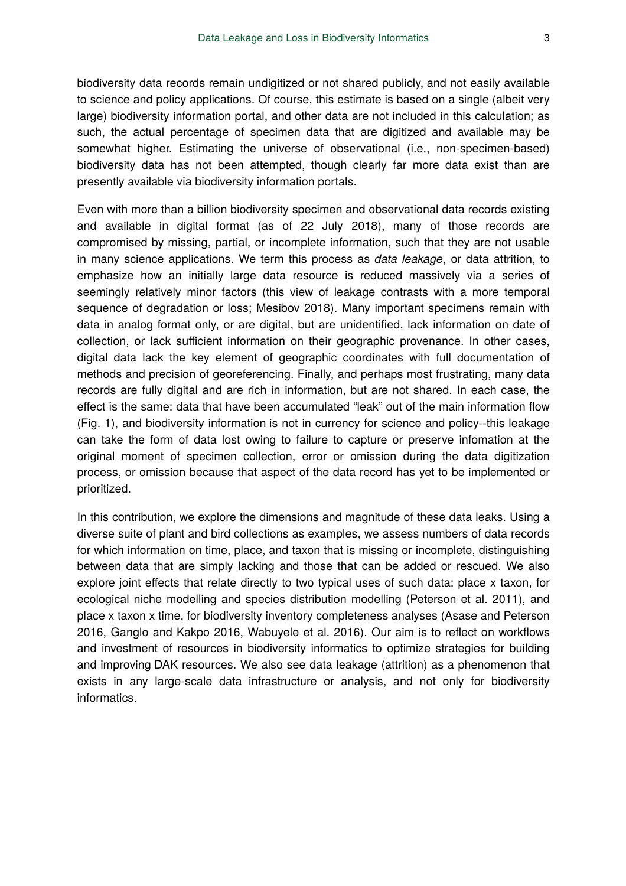biodiversity data records remain undigitized or not shared publicly, and not easily available to science and policy applications. Of course, this estimate is based on a single (albeit very large) biodiversity information portal, and other data are not included in this calculation; as such, the actual percentage of specimen data that are digitized and available may be somewhat higher. Estimating the universe of observational (i.e., non-specimen-based) biodiversity data has not been attempted, though clearly far more data exist than are presently available via biodiversity information portals.

Even with more than a billion biodiversity specimen and observational data records existing and available in digital format (as of 22 July 2018), many of those records are compromised by missing, partial, or incomplete information, such that they are not usable in many science applications. We term this process as *data leakage*, or data attrition, to emphasize how an initially large data resource is reduced massively via a series of seemingly relatively minor factors (this view of leakage contrasts with a more temporal sequence of degradation or loss; Mesibov 2018). Many important specimens remain with data in analog format only, or are digital, but are unidentified, lack information on date of collection, or lack sufficient information on their geographic provenance. In other cases, digital data lack the key element of geographic coordinates with full documentation of methods and precision of georeferencing. Finally, and perhaps most frustrating, many data records are fully digital and are rich in information, but are not shared. In each case, the effect is the same: data that have been accumulated "leak" out of the main information flow (Fig. 1), and biodiversity information is not in currency for science and policy--this leakage can take the form of data lost owing to failure to capture or preserve infomation at the original moment of specimen collection, error or omission during the data digitization process, or omission because that aspect of the data record has yet to be implemented or prioritized.

In this contribution, we explore the dimensions and magnitude of these data leaks. Using a diverse suite of plant and bird collections as examples, we assess numbers of data records for which information on time, place, and taxon that is missing or incomplete, distinguishing between data that are simply lacking and those that can be added or rescued. We also explore joint effects that relate directly to two typical uses of such data: place x taxon, for ecological niche modelling and species distribution modelling (Peterson et al. 2011), and place x taxon x time, for biodiversity inventory completeness analyses (Asase and Peterson 2016, Ganglo and Kakpo 2016, Wabuyele et al. 2016). Our aim is to reflect on workflows and investment of resources in biodiversity informatics to optimize strategies for building and improving DAK resources. We also see data leakage (attrition) as a phenomenon that exists in any large-scale data infrastructure or analysis, and not only for biodiversity informatics.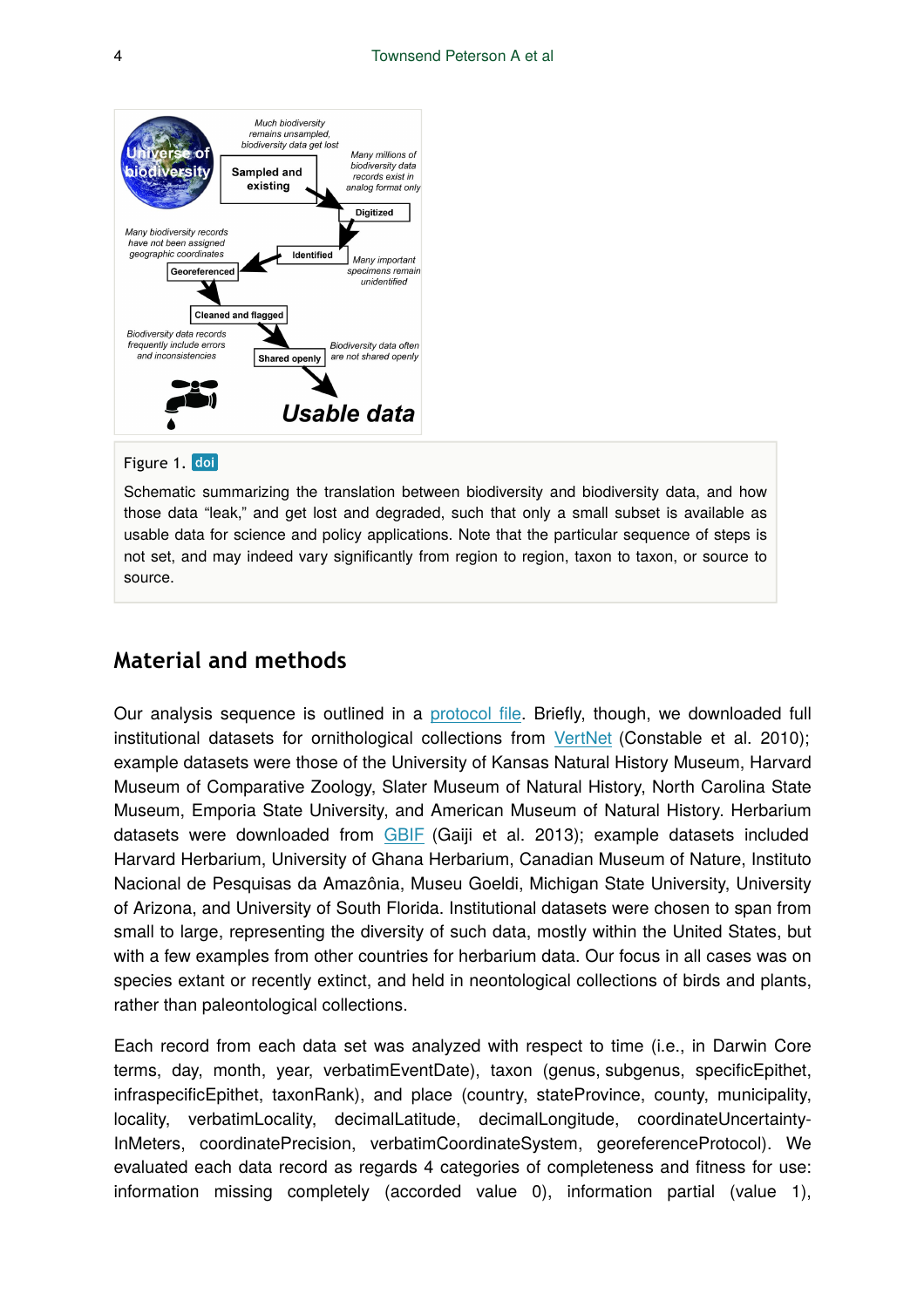Figure 1. doi

Schematic summarizing the translation between biodiversity and biodiversity data, and how those data "leak," and get lost and degraded, such that only a small subset is available as usable data for science and policy applications. Note that the particular sequence of steps is not set, and may indeed vary significantly from region to region, taxon to taxon, or source to source.

## Material and methods

Our analysis sequence is outlined in a protocol file. Briefly, though, we downloaded full institutional datasets for ornithological collections from VertNet (Constable et al. 2010); example datasets were those of the University of Kansas Natural History Museum, Harvard Museum of Comparative Zoology, Slater Museum of Natural History, North Carolina State Museum, Emporia State University, and American Museum of Natural History. Herbarium datasets were downloaded from GBIF (Gaiji et al. 2013); example datasets included Harvard Herbarium, University of Ghana Herbarium, Canadian Museum of Nature, Instituto Nacional de Pesquisas da Amazônia, Museu Goeldi, Michigan State University, University of Arizona, and University of South Florida. Institutional datasets were chosen to span from small to large, representing the diversity of such data, mostly within the United States, but with a few examples from other countries for herbarium data. Our focus in all cases was on species extant or recently extinct, and held in neontological collections of birds and plants, rather than paleontological collections.

Each record from each data set was analyzed with respect to time (i.e., in Darwin Core terms, day, month, year, verbatimEventDate), taxon (genus, subgenus, specificEpithet, infraspecificEpithet, taxonRank), and place (country, stateProvince, county, municipality, locality, verbatimLocality, decimalLatitude, decimalLongitude, coordinateUncertainty-InMeters, coordinatePrecision, verbatimCoordinateSystem, georeferenceProtocol). We evaluated each data record as regards 4 categories of completeness and fitness for use: information missing completely (accorded value 0), information partial (value 1),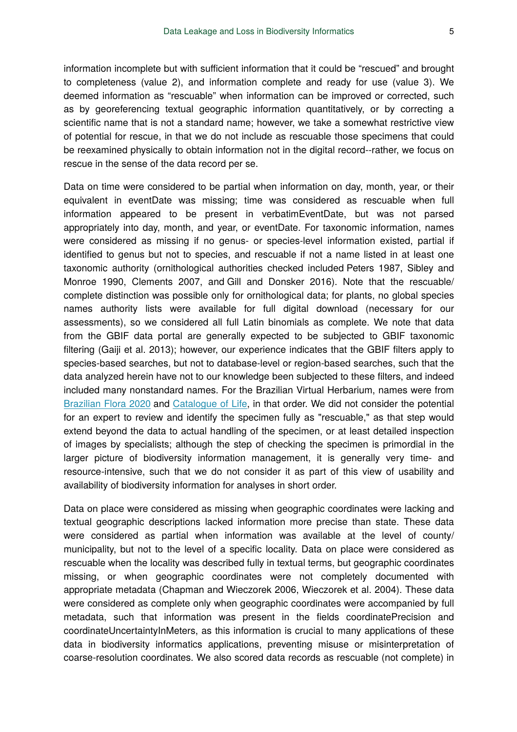information incomplete but with sufficient information that it could be "rescued" and brought to completeness (value 2), and information complete and ready for use (value 3). We deemed information as "rescuable" when information can be improved or corrected, such as by georeferencing textual geographic information quantitatively, or by correcting a scientific name that is not a standard name; however, we take a somewhat restrictive view of potential for rescue, in that we do not include as rescuable those specimens that could be reexamined physically to obtain information not in the digital record--rather, we focus on rescue in the sense of the data record per se.

Data on time were considered to be partial when information on day, month, year, or their equivalent in eventDate was missing; time was considered as rescuable when full information appeared to be present in verbatimEventDate, but was not parsed appropriately into day, month, and year, or eventDate. For taxonomic information, names were considered as missing if no genus- or species-level information existed, partial if identified to genus but not to species, and rescuable if not a name listed in at least one taxonomic authority (ornithological authorities checked included Peters 1987, Sibley and Monroe 1990, Clements 2007, and Gill and Donsker 2016). Note that the rescuable/ complete distinction was possible only for ornithological data; for plants, no global species names authority lists were available for full digital download (necessary for our assessments), so we considered all full Latin binomials as complete. We note that data from the GBIF data portal are generally expected to be subjected to GBIF taxonomic filtering (Gaiji et al. 2013); however, our experience indicates that the GBIF filters apply to species-based searches, but not to database-level or region-based searches, such that the data analyzed herein have not to our knowledge been subjected to these filters, and indeed included many nonstandard names. For the Brazilian Virtual Herbarium, names were from Brazilian Flora 2020 and Catalogue of Life, in that order. We did not consider the potential for an expert to review and identify the specimen fully as "rescuable," as that step would extend beyond the data to actual handling of the specimen, or at least detailed inspection of images by specialists; although the step of checking the specimen is primordial in the larger picture of biodiversity information management, it is generally very time- and resource-intensive, such that we do not consider it as part of this view of usability and availability of biodiversity information for analyses in short order.

Data on place were considered as missing when geographic coordinates were lacking and textual geographic descriptions lacked information more precise than state. These data were considered as partial when information was available at the level of county/ municipality, but not to the level of a specific locality. Data on place were considered as rescuable when the locality was described fully in textual terms, but geographic coordinates missing, or when geographic coordinates were not completely documented with appropriate metadata (Chapman and Wieczorek 2006, Wieczorek et al. 2004). These data were considered as complete only when geographic coordinates were accompanied by full metadata, such that information was present in the fields coordinatePrecision and coordinateUncertaintyInMeters, as this information is crucial to many applications of these data in biodiversity informatics applications, preventing misuse or misinterpretation of coarse-resolution coordinates. We also scored data records as rescuable (not complete) in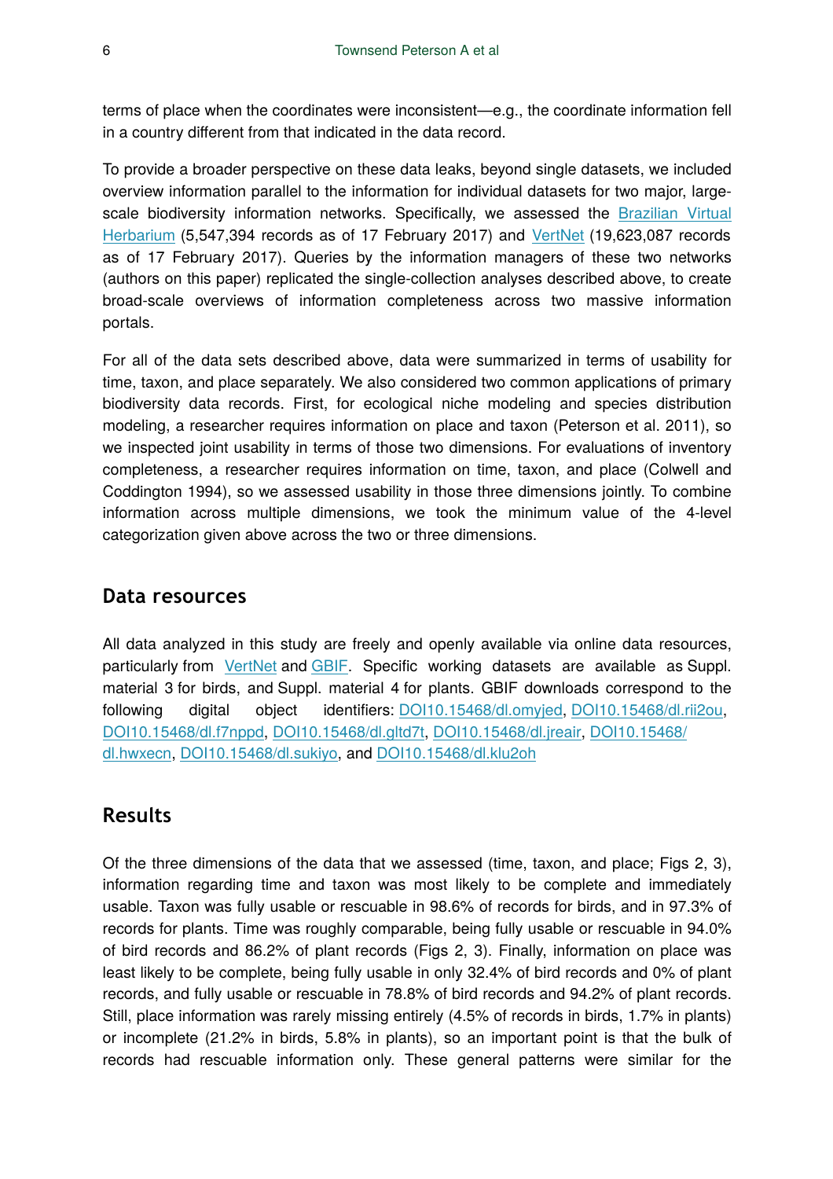terms of place when the coordinates were inconsistent—e.g., the coordinate information fell in a country different from that indicated in the data record.

To provide a broader perspective on these data leaks, beyond single datasets, we included overview information parallel to the information for individual datasets for two major, large-scale biodiversity information networks. Specifically, we assessed the Brazilian Virtual Herbarium (5,547,394 records as of 17 February 2017) and VertNet (19,623,087 records as of 17 February 2017). Queries by the information managers of these two networks (authors on this paper) replicated the single-collection analyses described above, to create broad-scale overviews of information completeness across two massive information portals.

For all of the data sets described above, data were summarized in terms of usability for time, taxon, and place separately. We also considered two common applications of primary biodiversity data records. First, for ecological niche modeling and species distribution modeling, a researcher requires information on place and taxon (Peterson et al. 2011), so we inspected joint usability in terms of those two dimensions. For evaluations of inventory completeness, a researcher requires information on time, taxon, and place (Colwell and Coddington 1994), so we assessed usability in those three dimensions jointly. To combine information across multiple dimensions, we took the minimum value of the 4-level categorization given above across the two or three dimensions.

## Data resources

All data analyzed in this study are freely and openly available via online data resources, particularly from VertNet and GBIF. Specific working datasets are available as Suppl. material 3 for birds, and Suppl. material 4 for plants. GBIF downloads correspond to the following digital object identifiers: DOI10.15468/dl.omyjed, DOI10.15468/dl.rii2ou, DOI10.15468/dl.f7nppd, DOI10.15468/dl.gltd7t, DOI10.15468/dl.jreair, DOI10.15468/dl.hwxecn, DOI10.15468/dl.sukiyo, and DOI10.15468/dl.klu2oh

## Results

Of the three dimensions of the data that we assessed (time, taxon, and place; Figs 2, 3), information regarding time and taxon was most likely to be complete and immediately usable. Taxon was fully usable or rescuable in 98.6% of records for birds, and in 97.3% of records for plants. Time was roughly comparable, being fully usable or rescuable in 94.0% of bird records and 86.2% of plant records (Figs 2, 3). Finally, information on place was least likely to be complete, being fully usable in only 32.4% of bird records and 0% of plant records, and fully usable or rescuable in 78.8% of bird records and 94.2% of plant records. Still, place information was rarely missing entirely (4.5% of records in birds, 1.7% in plants) or incomplete (21.2% in birds, 5.8% in plants), so an important point is that the bulk of records had rescuable information only. These general patterns were similar for the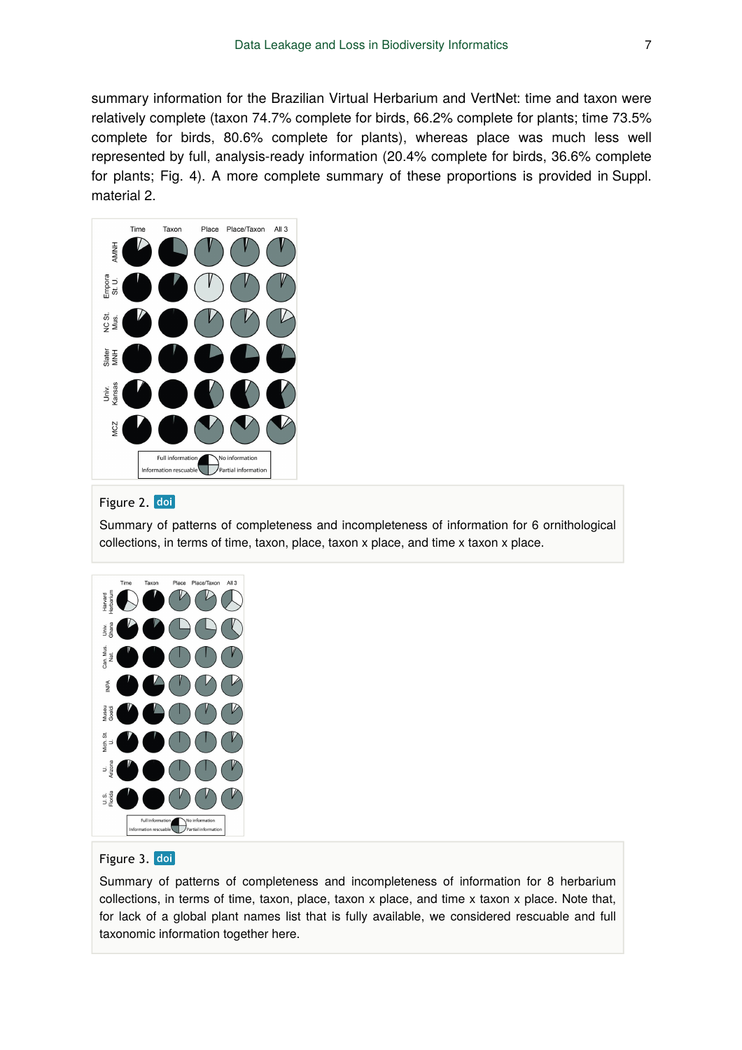summary information for the Brazilian Virtual Herbarium and VertNet: time and taxon were relatively complete (taxon 74.7% complete for birds, 66.2% complete for plants; time 73.5% complete for birds, 80.6% complete for plants), whereas place was much less well represented by full, analysis-ready information (20.4% complete for birds, 36.6% complete for plants; Fig. 4). A more complete summary of these proportions is provided in Suppl. material 2.

Figure 2. doi

Summary of patterns of completeness and incompleteness of information for 6 ornithological collections, in terms of time, taxon, place, taxon x place, and time x taxon x place.

Figure 3. doi

Summary of patterns of completeness and incompleteness of information for 8 herbarium collections, in terms of time, taxon, place, taxon x place, and time x taxon x place. Note that, for lack of a global plant names list that is fully available, we considered rescuable and full taxonomic information together here.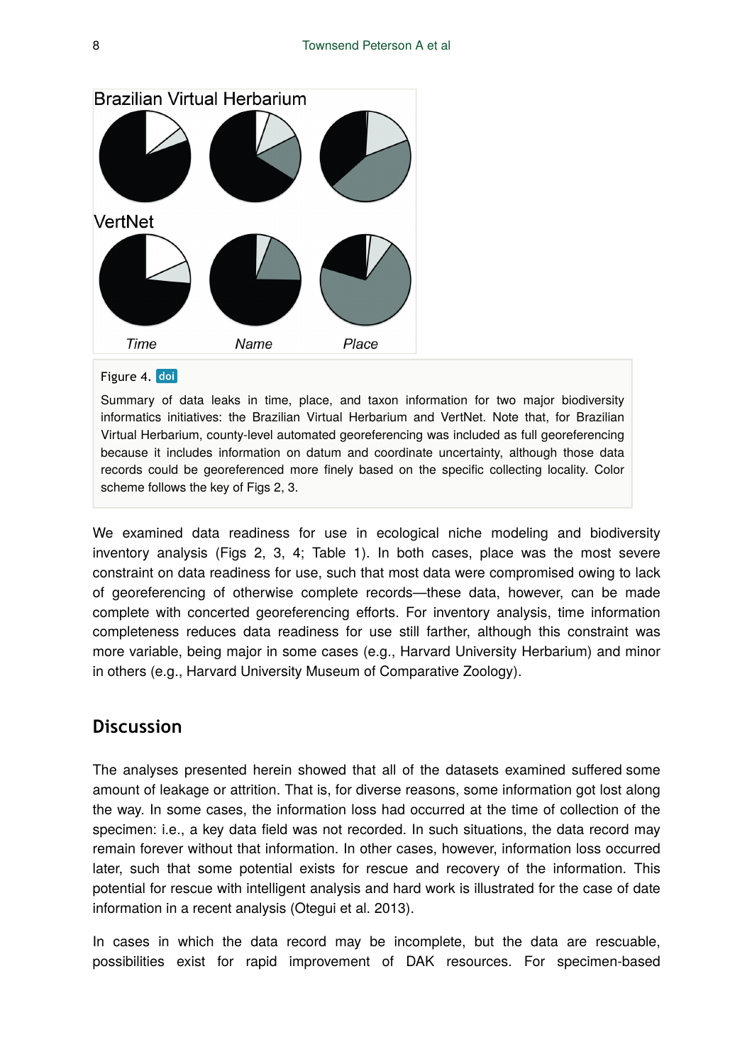Figure 4. doi

Summary of data leaks in time, place, and taxon information for two major biodiversity informatics initiatives: the Brazilian Virtual Herbarium and VertNet. Note that, for Brazilian Virtual Herbarium, county-level automated georeferencing was included as full georeferencing because it includes information on datum and coordinate uncertainty, although those data records could be georeferenced more finely based on the specific collecting locality. Color scheme follows the key of Figs 2, 3.

We examined data readiness for use in ecological niche modeling and biodiversity inventory analysis (Figs 2, 3, 4; Table 1). In both cases, place was the most severe constraint on data readiness for use, such that most data were compromised owing to lack of georeferencing of otherwise complete records—these data, however, can be made complete with concerted georeferencing efforts. For inventory analysis, time information completeness reduces data readiness for use still farther, although this constraint was more variable, being major in some cases (e.g., Harvard University Herbarium) and minor in others (e.g., Harvard University Museum of Comparative Zoology).

## Discussion

The analyses presented herein showed that all of the datasets examined suffered some amount of leakage or attrition. That is, for diverse reasons, some information got lost along the way. In some cases, the information loss had occurred at the time of collection of the specimen: i.e., a key data field was not recorded. In such situations, the data record may remain forever without that information. In other cases, however, information loss occurred later, such that some potential exists for rescue and recovery of the information. This potential for rescue with intelligent analysis and hard work is illustrated for the case of date information in a recent analysis (Otegui et al. 2013).

In cases in which the data record may be incomplete, but the data are rescuable, possibilities exist for rapid improvement of DAK resources. For specimen-based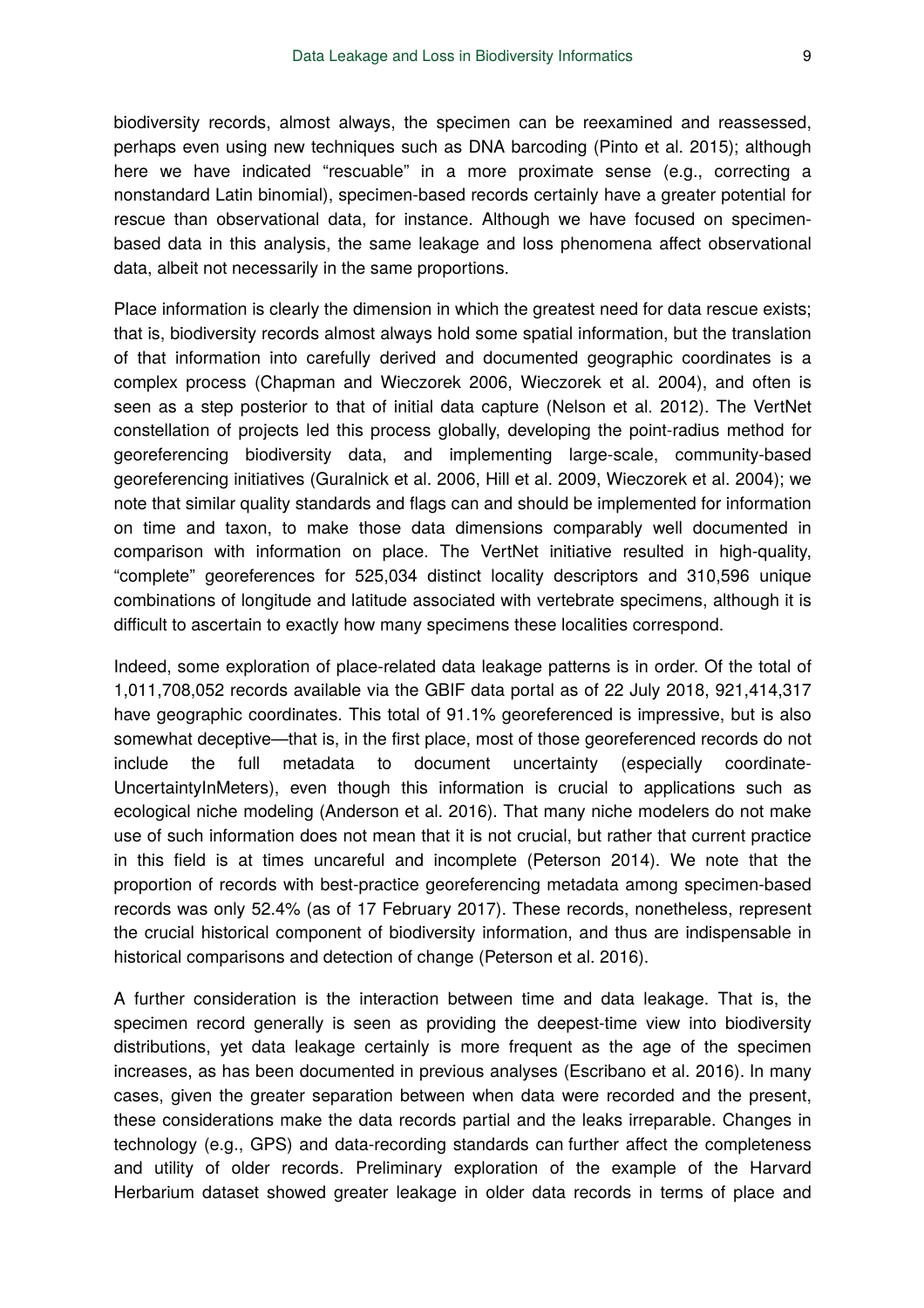biodiversity records, almost always, the specimen can be reexamined and reassessed, perhaps even using new techniques such as DNA barcoding (Pinto et al. 2015); although here we have indicated "rescuable" in a more proximate sense (e.g., correcting a nonstandard Latin binomial), specimen-based records certainly have a greater potential for rescue than observational data, for instance. Although we have focused on specimen-based data in this analysis, the same leakage and loss phenomena affect observational data, albeit not necessarily in the same proportions.

Place information is clearly the dimension in which the greatest need for data rescue exists; that is, biodiversity records almost always hold some spatial information, but the translation of that information into carefully derived and documented geographic coordinates is a complex process (Chapman and Wieczorek 2006, Wieczorek et al. 2004), and often is seen as a step posterior to that of initial data capture (Nelson et al. 2012). The VertNet constellation of projects led this process globally, developing the point-radius method for georeferencing biodiversity data, and implementing large-scale, community-based georeferencing initiatives (Guralnick et al. 2006, Hill et al. 2009, Wieczorek et al. 2004); we note that similar quality standards and flags can and should be implemented for information on time and taxon, to make those data dimensions comparably well documented in comparison with information on place. The VertNet initiative resulted in high-quality, "complete" georeferences for 525,034 distinct locality descriptors and 310,596 unique combinations of longitude and latitude associated with vertebrate specimens, although it is difficult to ascertain to exactly how many specimens these localities correspond.

Indeed, some exploration of place-related data leakage patterns is in order. Of the total of 1,011,708,052 records available via the GBIF data portal as of 22 July 2018, 921,414,317 have geographic coordinates. This total of 91.1% georeferenced is impressive, but is also somewhat deceptive—that is, in the first place, most of those georeferenced records do not include the full metadata to document uncertainty (especially coordinateUncertaintyInMeters), even though this information is crucial to applications such as ecological niche modeling (Anderson et al. 2016). That many niche modelers do not make use of such information does not mean that it is not crucial, but rather that current practice in this field is at times uncareful and incomplete (Peterson 2014). We note that the proportion of records with best-practice georeferencing metadata among specimen-based records was only 52.4% (as of 17 February 2017). These records, nonetheless, represent the crucial historical component of biodiversity information, and thus are indispensable in historical comparisons and detection of change (Peterson et al. 2016).

A further consideration is the interaction between time and data leakage. That is, the specimen record generally is seen as providing the deepest-time view into biodiversity distributions, yet data leakage certainly is more frequent as the age of the specimen increases, as has been documented in previous analyses (Escribano et al. 2016). In many cases, given the greater separation between when data were recorded and the present, these considerations make the data records partial and the leaks irreparable. Changes in technology (e.g., GPS) and data-recording standards can further affect the completeness and utility of older records. Preliminary exploration of the example of the Harvard Herbarium dataset showed greater leakage in older data records in terms of place and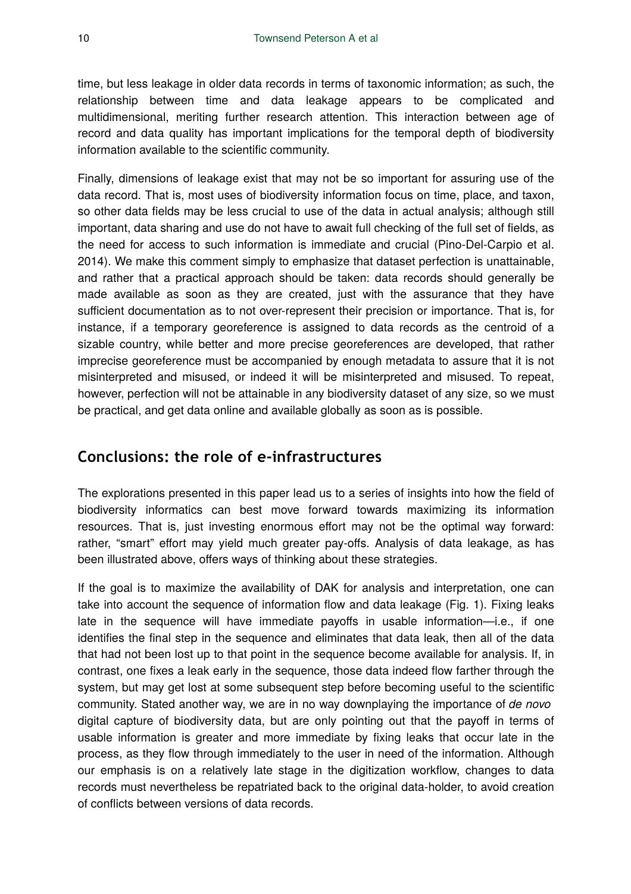time, but less leakage in older data records in terms of taxonomic information; as such, the relationship between time and data leakage appears to be complicated and multidimensional, meriting further research attention. This interaction between age of record and data quality has important implications for the temporal depth of biodiversity information available to the scientific community.

Finally, dimensions of leakage exist that may not be so important for assuring use of the data record. That is, most uses of biodiversity information focus on time, place, and taxon, so other data fields may be less crucial to use of the data in actual analysis; although still important, data sharing and use do not have to await full checking of the full set of fields, as the need for access to such information is immediate and crucial (Pino-Del-Carpio et al. 2014). We make this comment simply to emphasize that dataset perfection is unattainable, and rather that a practical approach should be taken: data records should generally be made available as soon as they are created, just with the assurance that they have sufficient documentation as to not over-represent their precision or importance. That is, for instance, if a temporary georeference is assigned to data records as the centroid of a sizable country, while better and more precise georeferences are developed, that rather imprecise georeference must be accompanied by enough metadata to assure that it is not misinterpreted and misused, or indeed it will be misinterpreted and misused. To repeat, however, perfection will not be attainable in any biodiversity dataset of any size, so we must be practical, and get data online and available globally as soon as is possible.

## Conclusions: the role of e-infrastructures

The explorations presented in this paper lead us to a series of insights into how the field of biodiversity informatics can best move forward towards maximizing its information resources. That is, just investing enormous effort may not be the optimal way forward: rather, "smart" effort may yield much greater pay-offs. Analysis of data leakage, as has been illustrated above, offers ways of thinking about these strategies.

If the goal is to maximize the availability of DAK for analysis and interpretation, one can take into account the sequence of information flow and data leakage (Fig. 1). Fixing leaks late in the sequence will have immediate payoffs in usable information—i.e., if one identifies the final step in the sequence and eliminates that data leak, then all of the data that had not been lost up to that point in the sequence become available for analysis. If, in contrast, one fixes a leak early in the sequence, those data indeed flow farther through the system, but may get lost at some subsequent step before becoming useful to the scientific community. Stated another way, we are in no way downplaying the importance of *de novo* digital capture of biodiversity data, but are only pointing out that the payoff in terms of usable information is greater and more immediate by fixing leaks that occur late in the process, as they flow through immediately to the user in need of the information. Although our emphasis is on a relatively late stage in the digitization workflow, changes to data records must nevertheless be repatriated back to the original data-holder, to avoid creation of conflicts between versions of data records.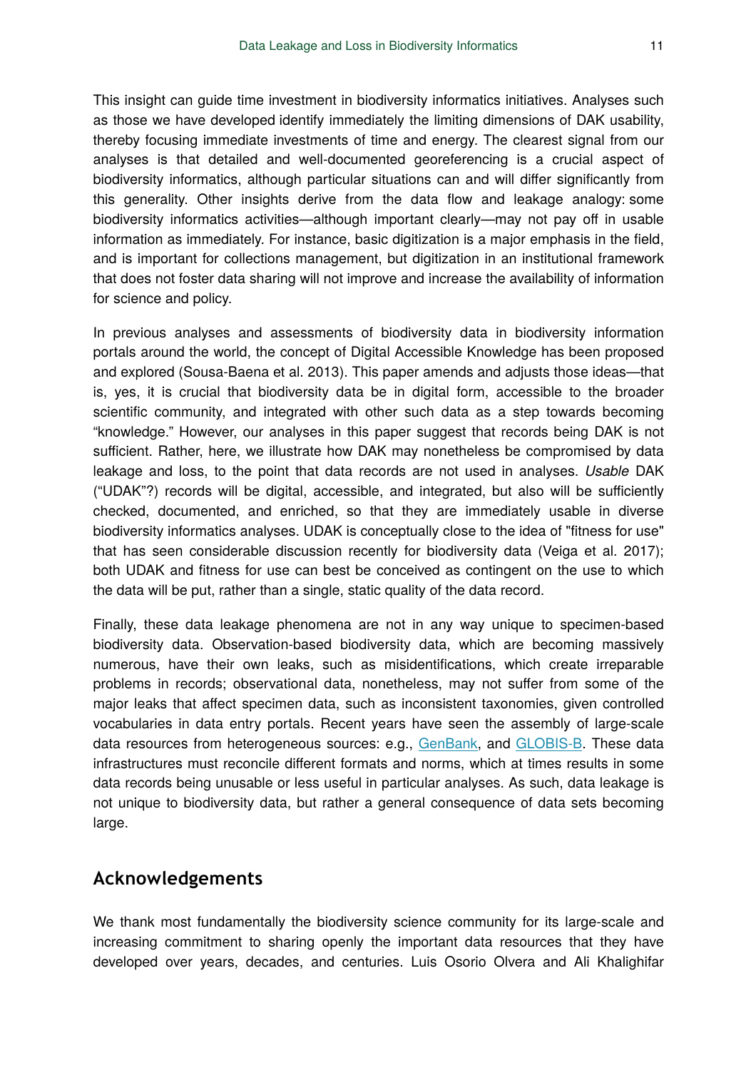This insight can guide time investment in biodiversity informatics initiatives. Analyses such as those we have developed identify immediately the limiting dimensions of DAK usability, thereby focusing immediate investments of time and energy. The clearest signal from our analyses is that detailed and well-documented georeferencing is a crucial aspect of biodiversity informatics, although particular situations can and will differ significantly from this generality. Other insights derive from the data flow and leakage analogy: some biodiversity informatics activities—although important clearly—may not pay off in usable information as immediately. For instance, basic digitization is a major emphasis in the field, and is important for collections management, but digitization in an institutional framework that does not foster data sharing will not improve and increase the availability of information for science and policy.

In previous analyses and assessments of biodiversity data in biodiversity information portals around the world, the concept of Digital Accessible Knowledge has been proposed and explored (Sousa-Baena et al. 2013). This paper amends and adjusts those ideas—that is, yes, it is crucial that biodiversity data be in digital form, accessible to the broader scientific community, and integrated with other such data as a step towards becoming "knowledge." However, our analyses in this paper suggest that records being DAK is not sufficient. Rather, here, we illustrate how DAK may nonetheless be compromised by data leakage and loss, to the point that data records are not used in analyses. *Usable* DAK ("UDAK"?) records will be digital, accessible, and integrated, but also will be sufficiently checked, documented, and enriched, so that they are immediately usable in diverse biodiversity informatics analyses. UDAK is conceptually close to the idea of "fitness for use" that has seen considerable discussion recently for biodiversity data (Veiga et al. 2017); both UDAK and fitness for use can best be conceived as contingent on the use to which the data will be put, rather than a single, static quality of the data record.

Finally, these data leakage phenomena are not in any way unique to specimen-based biodiversity data. Observation-based biodiversity data, which are becoming massively numerous, have their own leaks, such as misidentifications, which create irreparable problems in records; observational data, nonetheless, may not suffer from some of the major leaks that affect specimen data, such as inconsistent taxonomies, given controlled vocabularies in data entry portals. Recent years have seen the assembly of large-scale data resources from heterogeneous sources: e.g., GenBank, and GLOBIS-B. These data infrastructures must reconcile different formats and norms, which at times results in some data records being unusable or less useful in particular analyses. As such, data leakage is not unique to biodiversity data, but rather a general consequence of data sets becoming large.

## Acknowledgements

We thank most fundamentally the biodiversity science community for its large-scale and increasing commitment to sharing openly the important data resources that they have developed over years, decades, and centuries. Luis Osorio Olvera and Ali Khalighifar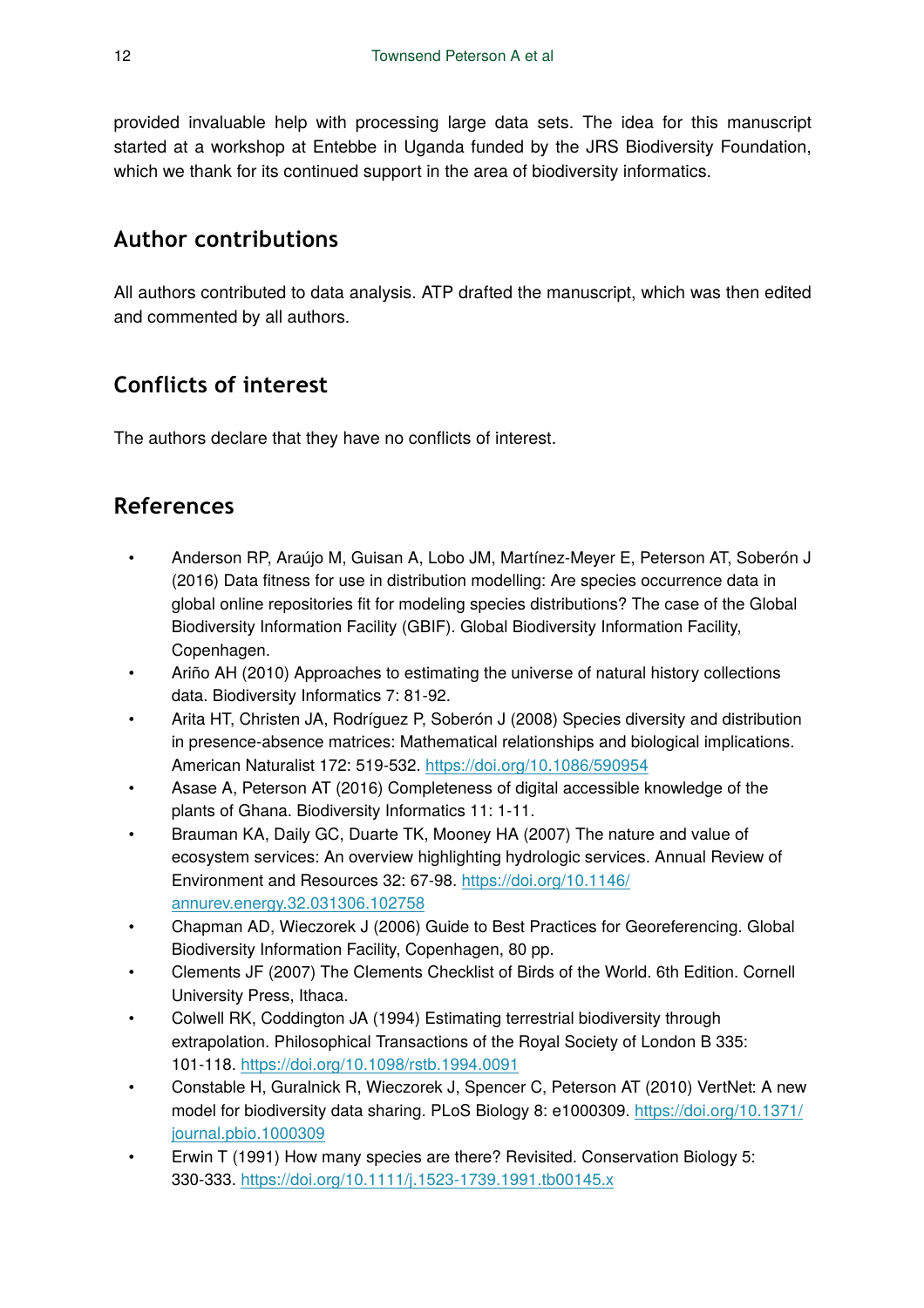provided invaluable help with processing large data sets. The idea for this manuscript started at a workshop at Entebbe in Uganda funded by the JRS Biodiversity Foundation, which we thank for its continued support in the area of biodiversity informatics.

## Author contributions

All authors contributed to data analysis. ATP drafted the manuscript, which was then edited and commented by all authors.

## Conflicts of interest

The authors declare that they have no conflicts of interest.

## References

- Anderson RP, Araújo M, Guisan A, Lobo JM, Martínez-Meyer E, Peterson AT, Soberón J (2016) Data fitness for use in distribution modelling: Are species occurrence data in global online repositories fit for modeling species distributions? The case of the Global Biodiversity Information Facility (GBIF). Global Biodiversity Information Facility, Copenhagen.
- Ariño AH (2010) Approaches to estimating the universe of natural history collections data. Biodiversity Informatics 7: 81-92.
- Arita HT, Christen JA, Rodríguez P, Soberón J (2008) Species diversity and distribution in presence-absence matrices: Mathematical relationships and biological implications. American Naturalist 172: 519-532. https://doi.org/10.1086/590954
- Asase A, Peterson AT (2016) Completeness of digital accessible knowledge of the plants of Ghana. Biodiversity Informatics 11: 1-11.
- Brauman KA, Daily GC, Duarte TK, Mooney HA (2007) The nature and value of ecosystem services: An overview highlighting hydrologic services. Annual Review of Environment and Resources 32: 67-98. https://doi.org/10.1146/annurev.energy.32.031306.102758
- Chapman AD, Wieczorek J (2006) Guide to Best Practices for Georeferencing. Global Biodiversity Information Facility, Copenhagen, 80 pp.
- Clements JF (2007) The Clements Checklist of Birds of the World. 6th Edition. Cornell University Press, Ithaca.
- Colwell RK, Coddington JA (1994) Estimating terrestrial biodiversity through extrapolation. Philosophical Transactions of the Royal Society of London B 335: 101-118. https://doi.org/10.1098/rstb.1994.0091
- Constable H, Guralnick R, Wieczorek J, Spencer C, Peterson AT (2010) VertNet: A new model for biodiversity data sharing. PLoS Biology 8: e1000309. https://doi.org/10.1371/journal.pbio.1000309
- Erwin T (1991) How many species are there? Revisited. Conservation Biology 5: 330-333. https://doi.org/10.1111/j.1523-1739.1991.tb00145.x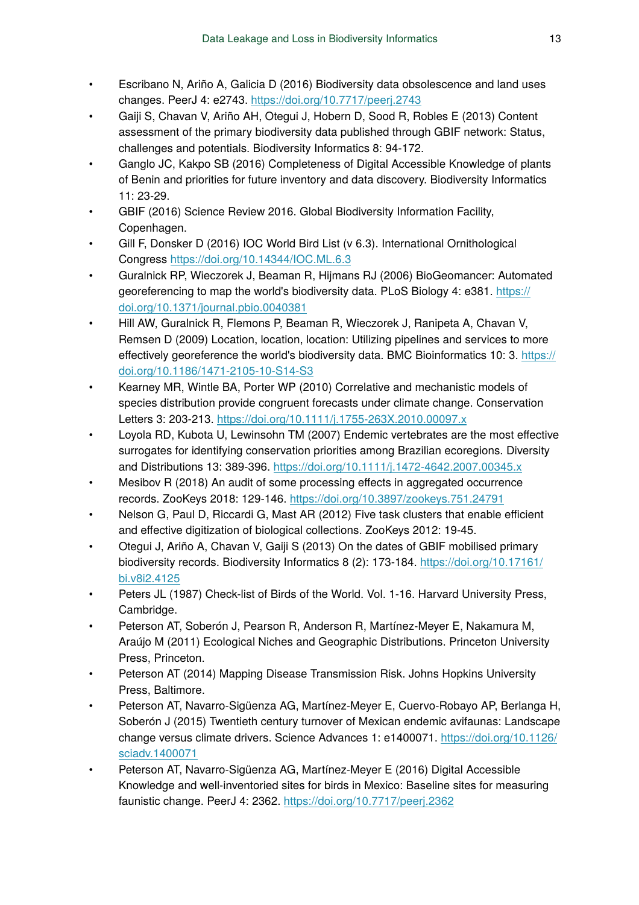- Escribano N, Ariño A, Galicia D (2016) Biodiversity data obsolescence and land uses changes. PeerJ 4: e2743. https://doi.org/10.7717/peerj.2743
- Gaiji S, Chavan V, Ariño AH, Otegui J, Hobern D, Sood R, Robles E (2013) Content assessment of the primary biodiversity data published through GBIF network: Status, challenges and potentials. Biodiversity Informatics 8: 94-172.
- Ganglo JC, Kakpo SB (2016) Completeness of Digital Accessible Knowledge of plants of Benin and priorities for future inventory and data discovery. Biodiversity Informatics 11: 23-29.
- GBIF (2016) Science Review 2016. Global Biodiversity Information Facility, Copenhagen.
- Gill F, Donsker D (2016) IOC World Bird List (v 6.3). International Ornithological Congress https://doi.org/10.14344/IOC.ML.6.3
- Guralnick RP, Wieczorek J, Beaman R, Hijmans RJ (2006) BioGeomancer: Automated georeferencing to map the world's biodiversity data. PLoS Biology 4: e381. https://doi.org/10.1371/journal.pbio.0040381
- Hill AW, Guralnick R, Flemons P, Beaman R, Wieczorek J, Ranipeta A, Chavan V, Remsen D (2009) Location, location, location: Utilizing pipelines and services to more effectively georeference the world's biodiversity data. BMC Bioinformatics 10: 3. https://doi.org/10.1186/1471-2105-10-S14-S3
- Kearney MR, Wintle BA, Porter WP (2010) Correlative and mechanistic models of species distribution provide congruent forecasts under climate change. Conservation Letters 3: 203-213. https://doi.org/10.1111/j.1755-263X.2010.00097.x
- Loyola RD, Kubota U, Lewinsohn TM (2007) Endemic vertebrates are the most effective surrogates for identifying conservation priorities among Brazilian ecoregions. Diversity and Distributions 13: 389-396. https://doi.org/10.1111/j.1472-4642.2007.00345.x
- Mesibov R (2018) An audit of some processing effects in aggregated occurrence records. ZooKeys 2018: 129-146. https://doi.org/10.3897/zookeys.751.24791
- Nelson G, Paul D, Riccardi G, Mast AR (2012) Five task clusters that enable efficient and effective digitization of biological collections. ZooKeys 2012: 19-45.
- Otegui J, Ariño A, Chavan V, Gaiji S (2013) On the dates of GBIF mobilised primary biodiversity records. Biodiversity Informatics 8 (2): 173-184. https://doi.org/10.17161/bi.v8i2.4125
- Peters JL (1987) Check-list of Birds of the World. Vol. 1-16. Harvard University Press, Cambridge.
- Peterson AT, Soberón J, Pearson R, Anderson R, Martínez-Meyer E, Nakamura M, Araújo M (2011) Ecological Niches and Geographic Distributions. Princeton University Press, Princeton.
- Peterson AT (2014) Mapping Disease Transmission Risk. Johns Hopkins University Press, Baltimore.
- Peterson AT, Navarro-Sigüenza AG, Martínez-Meyer E, Cuervo-Robayo AP, Berlanga H, Soberón J (2015) Twentieth century turnover of Mexican endemic avifaunas: Landscape change versus climate drivers. Science Advances 1: e1400071. https://doi.org/10.1126/sciadv.1400071
- Peterson AT, Navarro-Sigüenza AG, Martínez-Meyer E (2016) Digital Accessible Knowledge and well-inventoried sites for birds in Mexico: Baseline sites for measuring faunistic change. PeerJ 4: 2362. https://doi.org/10.7717/peerj.2362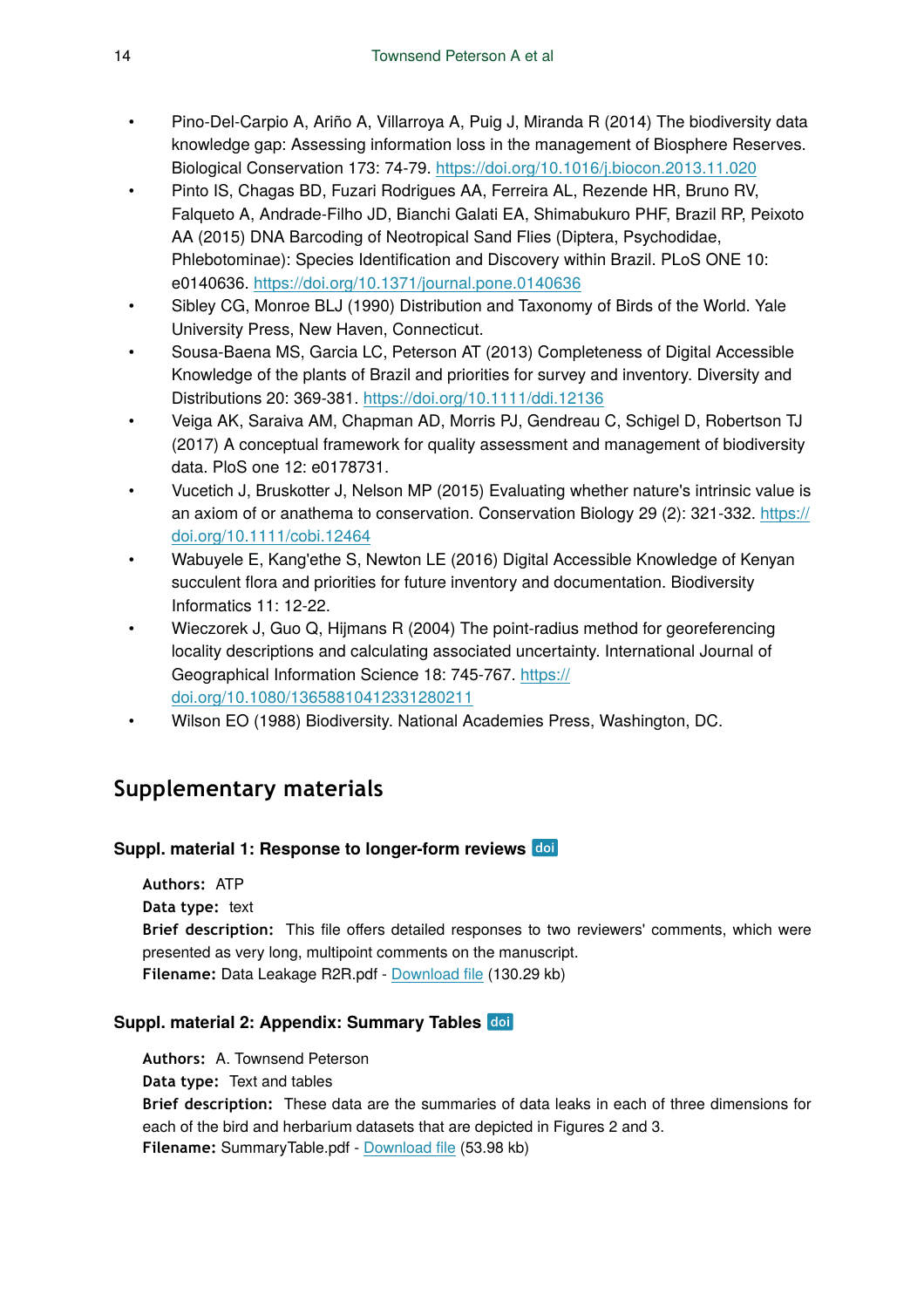- Pino-Del-Carpio A, Ariño A, Villarroya A, Puig J, Miranda R (2014) The biodiversity data knowledge gap: Assessing information loss in the management of Biosphere Reserves. Biological Conservation 173: 74-79. https://doi.org/10.1016/j.biocon.2013.11.020
- Pinto IS, Chagas BD, Fuzari Rodrigues AA, Ferreira AL, Rezende HR, Bruno RV, Falqueto A, Andrade-Filho JD, Bianchi Galati EA, Shimabukuro PHF, Brazil RP, Peixoto AA (2015) DNA Barcoding of Neotropical Sand Flies (Diptera, Psychodidae, Phlebotominae): Species Identification and Discovery within Brazil. PLoS ONE 10: e0140636. https://doi.org/10.1371/journal.pone.0140636
- Sibley CG, Monroe BLJ (1990) Distribution and Taxonomy of Birds of the World. Yale University Press, New Haven, Connecticut.
- Sousa-Baena MS, Garcia LC, Peterson AT (2013) Completeness of Digital Accessible Knowledge of the plants of Brazil and priorities for survey and inventory. Diversity and Distributions 20: 369-381. https://doi.org/10.1111/ddi.12136
- Veiga AK, Saraiva AM, Chapman AD, Morris PJ, Gendreau C, Schigel D, Robertson TJ (2017) A conceptual framework for quality assessment and management of biodiversity data. PloS one 12: e0178731.
- Vucetich J, Bruskotter J, Nelson MP (2015) Evaluating whether nature's intrinsic value is an axiom of or anathema to conservation. Conservation Biology 29 (2): 321-332. https://doi.org/10.1111/cobi.12464
- Wabuyele E, Kang'ethe S, Newton LE (2016) Digital Accessible Knowledge of Kenyan succulent flora and priorities for future inventory and documentation. Biodiversity Informatics 11: 12-22.
- Wieczorek J, Guo Q, Hijmans R (2004) The point-radius method for georeferencing locality descriptions and calculating associated uncertainty. International Journal of Geographical Information Science 18: 745-767. https://doi.org/10.1080/13658810412331280211
- Wilson EO (1988) Biodiversity. National Academies Press, Washington, DC.

## Supplementary materials

### Suppl. material 1: Response to longer-form reviews doi

**Authors:** ATP
**Data type:** text
**Brief description:** This file offers detailed responses to two reviewers' comments, which were presented as very long, multipoint comments on the manuscript.
**Filename:** Data Leakage R2R.pdf - Download file (130.29 kb)

### Suppl. material 2: Appendix: Summary Tables doi

**Authors:** A. Townsend Peterson
**Data type:** Text and tables
**Brief description:** These data are the summaries of data leaks in each of three dimensions for each of the bird and herbarium datasets that are depicted in Figures 2 and 3.
**Filename:** SummaryTable.pdf - Download file (53.98 kb)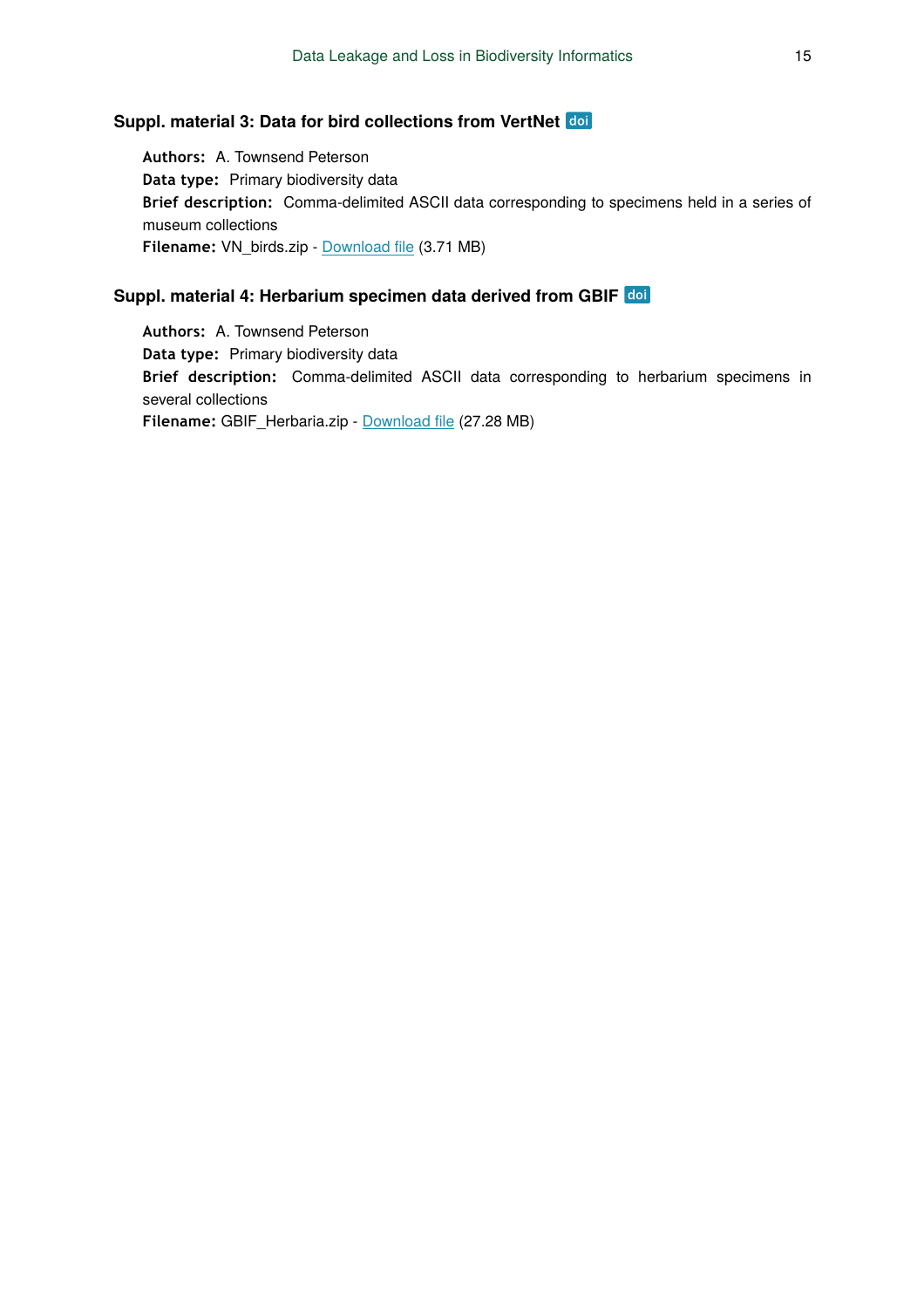### Suppl. material 3: Data for bird collections from VertNet doi

**Authors:** A. Townsend Peterson
**Data type:** Primary biodiversity data
**Brief description:** Comma-delimited ASCII data corresponding to specimens held in a series of museum collections
**Filename:** VN_birds.zip - Download file (3.71 MB)

### Suppl. material 4: Herbarium specimen data derived from GBIF doi

**Authors:** A. Townsend Peterson
**Data type:** Primary biodiversity data
**Brief description:** Comma-delimited ASCII data corresponding to herbarium specimens in several collections
**Filename:** GBIF_Herbaria.zip - Download file (27.28 MB)